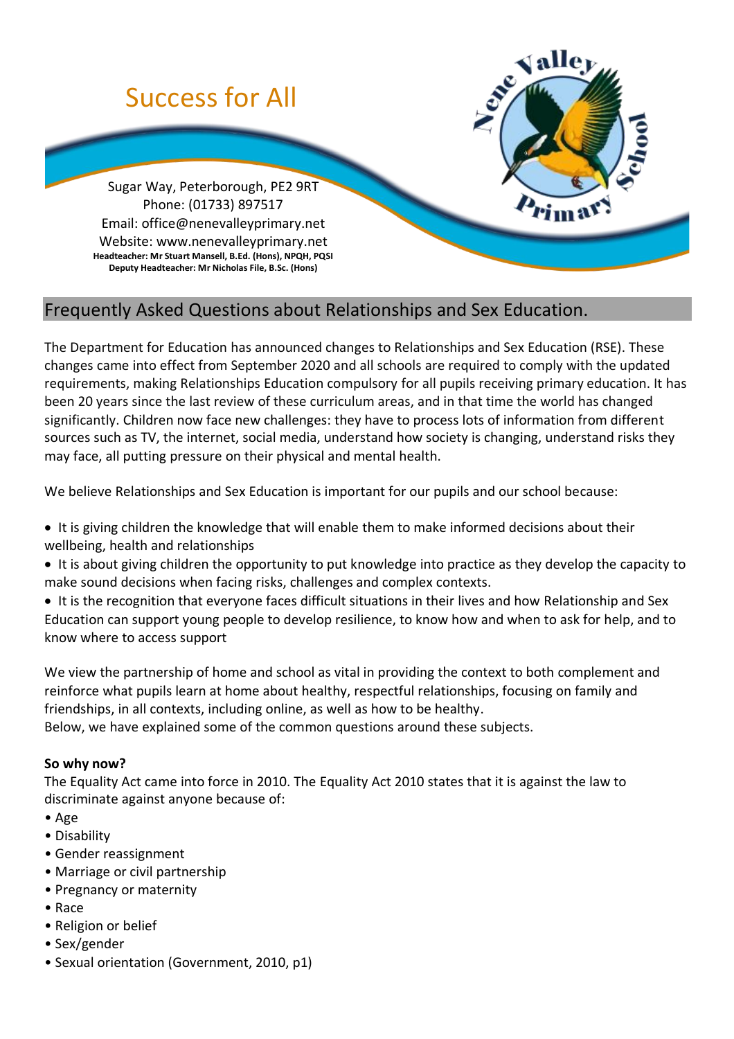Success for All

Sugar Way, Peterborough, PE2 9RT
Phone: (01733) 897517
Email: office@nenevalleyprimary.net
Website: www.nenevalleyprimary.net
**Headteacher: Mr Stuart Mansell, B.Ed. (Hons), NPQH, PQSI**
**Deputy Headteacher: Mr Nicholas File, B.Sc. (Hons)**

Nene Valley Primary School

## Frequently Asked Questions about Relationships and Sex Education.

The Department for Education has announced changes to Relationships and Sex Education (RSE). These changes came into effect from September 2020 and all schools are required to comply with the updated requirements, making Relationships Education compulsory for all pupils receiving primary education. It has been 20 years since the last review of these curriculum areas, and in that time the world has changed significantly. Children now face new challenges: they have to process lots of information from different sources such as TV, the internet, social media, understand how society is changing, understand risks they may face, all putting pressure on their physical and mental health.

We believe Relationships and Sex Education is important for our pupils and our school because:

- It is giving children the knowledge that will enable them to make informed decisions about their wellbeing, health and relationships
- It is about giving children the opportunity to put knowledge into practice as they develop the capacity to make sound decisions when facing risks, challenges and complex contexts.
- It is the recognition that everyone faces difficult situations in their lives and how Relationship and Sex Education can support young people to develop resilience, to know how and when to ask for help, and to know where to access support

We view the partnership of home and school as vital in providing the context to both complement and reinforce what pupils learn at home about healthy, respectful relationships, focusing on family and friendships, in all contexts, including online, as well as how to be healthy.
Below, we have explained some of the common questions around these subjects.

**So why now?**

The Equality Act came into force in 2010. The Equality Act 2010 states that it is against the law to discriminate against anyone because of:

- Age
- Disability
- Gender reassignment
- Marriage or civil partnership
- Pregnancy or maternity
- Race
- Religion or belief
- Sex/gender
- Sexual orientation (Government, 2010, p1)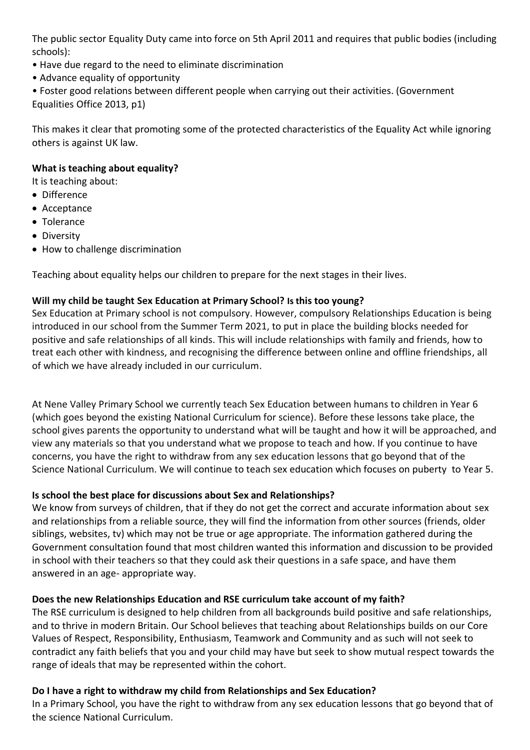The public sector Equality Duty came into force on 5th April 2011 and requires that public bodies (including schools):

• Have due regard to the need to eliminate discrimination
• Advance equality of opportunity
• Foster good relations between different people when carrying out their activities. (Government Equalities Office 2013, p1)

This makes it clear that promoting some of the protected characteristics of the Equality Act while ignoring others is against UK law.

**What is teaching about equality?**

It is teaching about:

- Difference
- Acceptance
- Tolerance
- Diversity
- How to challenge discrimination

Teaching about equality helps our children to prepare for the next stages in their lives.

**Will my child be taught Sex Education at Primary School? Is this too young?**

Sex Education at Primary school is not compulsory. However, compulsory Relationships Education is being introduced in our school from the Summer Term 2021, to put in place the building blocks needed for positive and safe relationships of all kinds. This will include relationships with family and friends, how to treat each other with kindness, and recognising the difference between online and offline friendships, all of which we have already included in our curriculum.

At Nene Valley Primary School we currently teach Sex Education between humans to children in Year 6 (which goes beyond the existing National Curriculum for science). Before these lessons take place, the school gives parents the opportunity to understand what will be taught and how it will be approached, and view any materials so that you understand what we propose to teach and how. If you continue to have concerns, you have the right to withdraw from any sex education lessons that go beyond that of the Science National Curriculum. We will continue to teach sex education which focuses on puberty to Year 5.

**Is school the best place for discussions about Sex and Relationships?**

We know from surveys of children, that if they do not get the correct and accurate information about sex and relationships from a reliable source, they will find the information from other sources (friends, older siblings, websites, tv) which may not be true or age appropriate. The information gathered during the Government consultation found that most children wanted this information and discussion to be provided in school with their teachers so that they could ask their questions in a safe space, and have them answered in an age- appropriate way.

**Does the new Relationships Education and RSE curriculum take account of my faith?**

The RSE curriculum is designed to help children from all backgrounds build positive and safe relationships, and to thrive in modern Britain. Our School believes that teaching about Relationships builds on our Core Values of Respect, Responsibility, Enthusiasm, Teamwork and Community and as such will not seek to contradict any faith beliefs that you and your child may have but seek to show mutual respect towards the range of ideals that may be represented within the cohort.

**Do I have a right to withdraw my child from Relationships and Sex Education?**

In a Primary School, you have the right to withdraw from any sex education lessons that go beyond that of the science National Curriculum.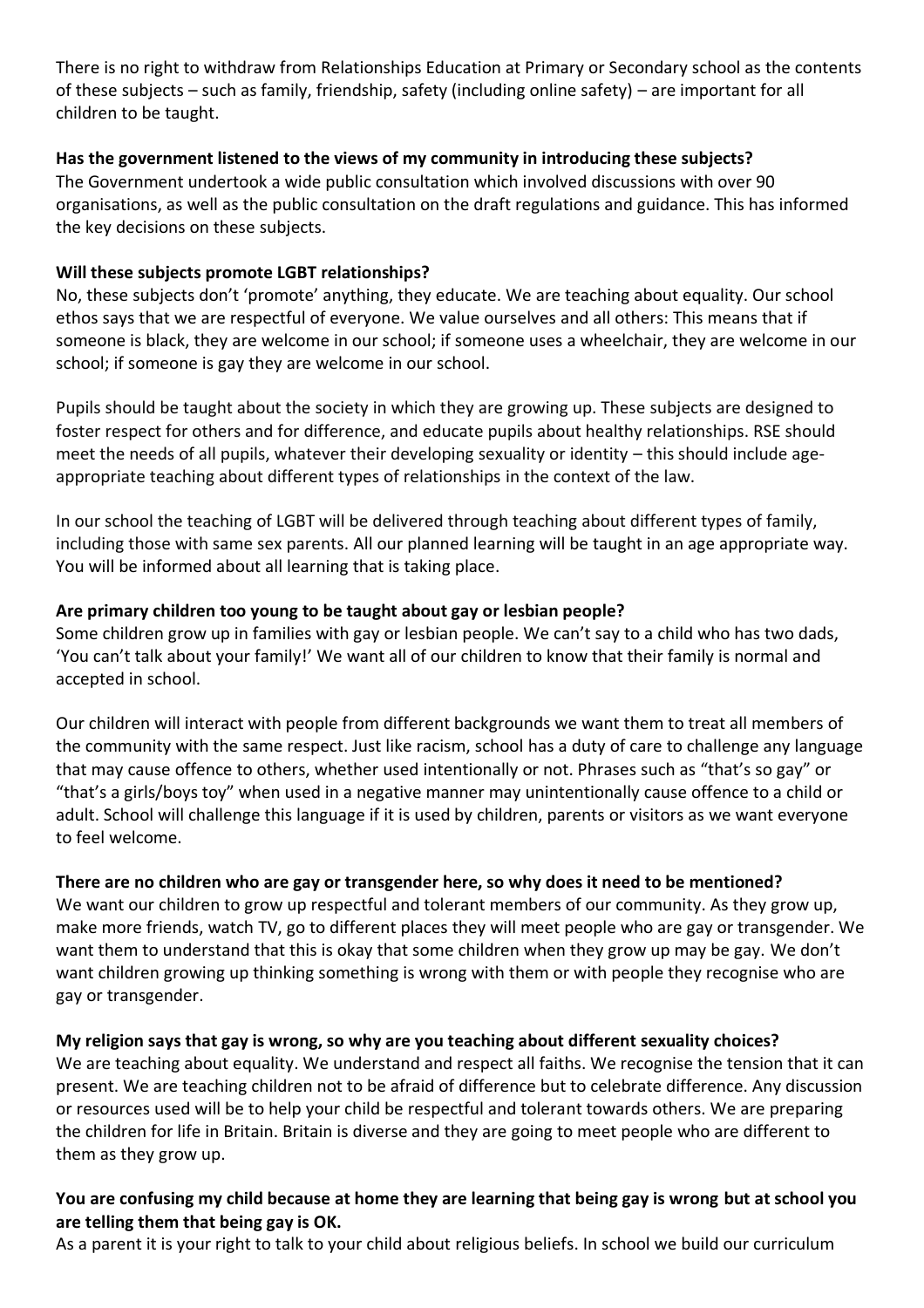There is no right to withdraw from Relationships Education at Primary or Secondary school as the contents of these subjects – such as family, friendship, safety (including online safety) – are important for all children to be taught.

**Has the government listened to the views of my community in introducing these subjects?**

The Government undertook a wide public consultation which involved discussions with over 90 organisations, as well as the public consultation on the draft regulations and guidance. This has informed the key decisions on these subjects.

**Will these subjects promote LGBT relationships?**

No, these subjects don't 'promote' anything, they educate. We are teaching about equality. Our school ethos says that we are respectful of everyone. We value ourselves and all others: This means that if someone is black, they are welcome in our school; if someone uses a wheelchair, they are welcome in our school; if someone is gay they are welcome in our school.

Pupils should be taught about the society in which they are growing up. These subjects are designed to foster respect for others and for difference, and educate pupils about healthy relationships. RSE should meet the needs of all pupils, whatever their developing sexuality or identity – this should include age-appropriate teaching about different types of relationships in the context of the law.

In our school the teaching of LGBT will be delivered through teaching about different types of family, including those with same sex parents. All our planned learning will be taught in an age appropriate way. You will be informed about all learning that is taking place.

**Are primary children too young to be taught about gay or lesbian people?**

Some children grow up in families with gay or lesbian people. We can't say to a child who has two dads, 'You can't talk about your family!' We want all of our children to know that their family is normal and accepted in school.

Our children will interact with people from different backgrounds we want them to treat all members of the community with the same respect. Just like racism, school has a duty of care to challenge any language that may cause offence to others, whether used intentionally or not. Phrases such as "that's so gay" or "that's a girls/boys toy" when used in a negative manner may unintentionally cause offence to a child or adult. School will challenge this language if it is used by children, parents or visitors as we want everyone to feel welcome.

**There are no children who are gay or transgender here, so why does it need to be mentioned?**

We want our children to grow up respectful and tolerant members of our community. As they grow up, make more friends, watch TV, go to different places they will meet people who are gay or transgender. We want them to understand that this is okay that some children when they grow up may be gay. We don't want children growing up thinking something is wrong with them or with people they recognise who are gay or transgender.

**My religion says that gay is wrong, so why are you teaching about different sexuality choices?**

We are teaching about equality. We understand and respect all faiths. We recognise the tension that it can present. We are teaching children not to be afraid of difference but to celebrate difference. Any discussion or resources used will be to help your child be respectful and tolerant towards others. We are preparing the children for life in Britain. Britain is diverse and they are going to meet people who are different to them as they grow up.

**You are confusing my child because at home they are learning that being gay is wrong but at school you are telling them that being gay is OK.**

As a parent it is your right to talk to your child about religious beliefs. In school we build our curriculum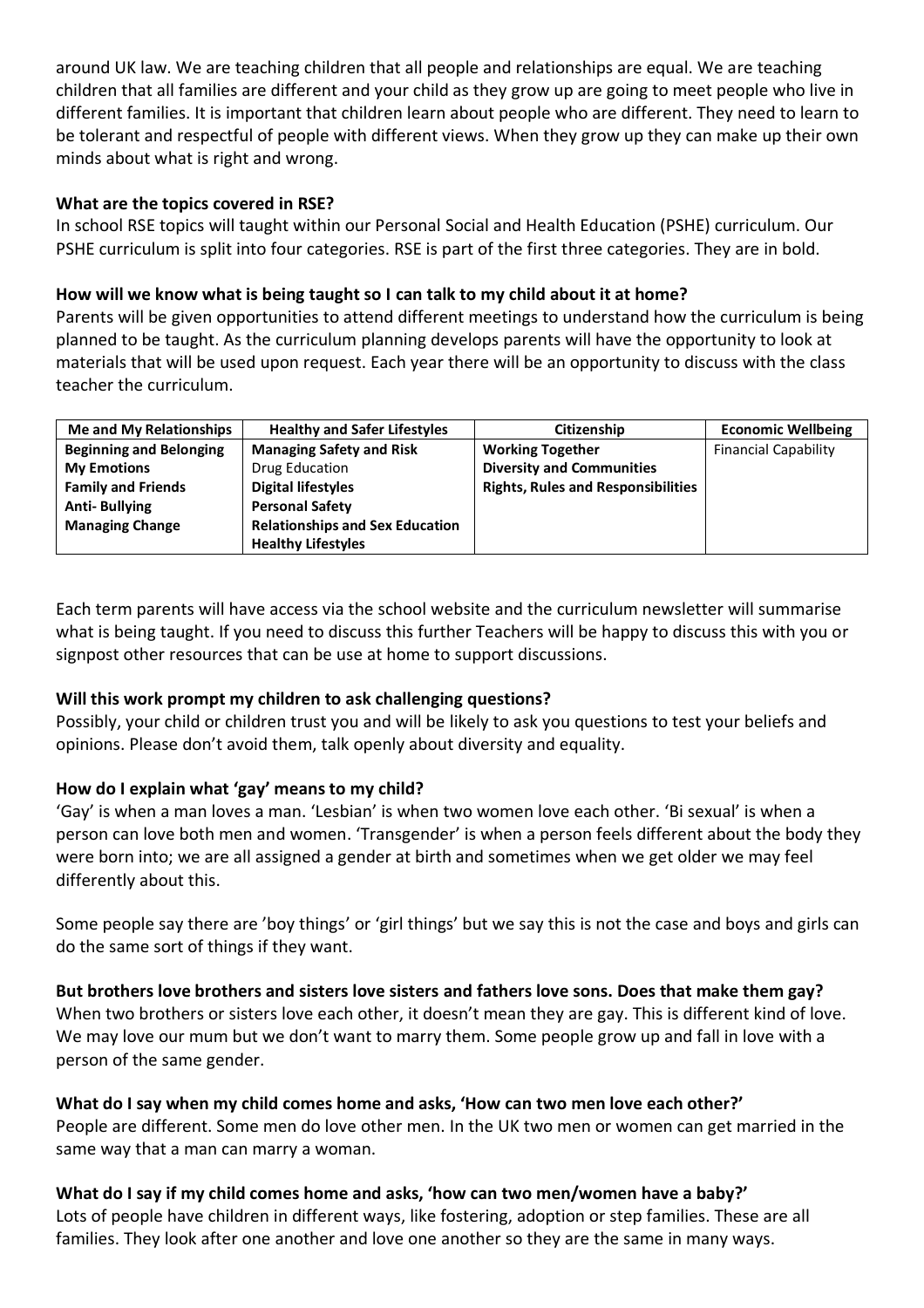around UK law. We are teaching children that all people and relationships are equal. We are teaching children that all families are different and your child as they grow up are going to meet people who live in different families. It is important that children learn about people who are different. They need to learn to be tolerant and respectful of people with different views. When they grow up they can make up their own minds about what is right and wrong.

**What are the topics covered in RSE?**

In school RSE topics will taught within our Personal Social and Health Education (PSHE) curriculum. Our PSHE curriculum is split into four categories. RSE is part of the first three categories. They are in bold.

**How will we know what is being taught so I can talk to my child about it at home?**

Parents will be given opportunities to attend different meetings to understand how the curriculum is being planned to be taught. As the curriculum planning develops parents will have the opportunity to look at materials that will be used upon request. Each year there will be an opportunity to discuss with the class teacher the curriculum.

| Me and My Relationships | Healthy and Safer Lifestyles | Citizenship | Economic Wellbeing |
|---|---|---|---|
| **Beginning and Belonging** | **Managing Safety and Risk** | **Working Together** | Financial Capability |
| **My Emotions** | Drug Education | **Diversity and Communities** | |
| **Family and Friends** | **Digital lifestyles** | **Rights, Rules and Responsibilities** | |
| **Anti- Bullying** | **Personal Safety** | | |
| **Managing Change** | **Relationships and Sex Education** | | |
| | **Healthy Lifestyles** | | |

Each term parents will have access via the school website and the curriculum newsletter will summarise what is being taught. If you need to discuss this further Teachers will be happy to discuss this with you or signpost other resources that can be use at home to support discussions.

**Will this work prompt my children to ask challenging questions?**

Possibly, your child or children trust you and will be likely to ask you questions to test your beliefs and opinions. Please don't avoid them, talk openly about diversity and equality.

**How do I explain what 'gay' means to my child?**

'Gay' is when a man loves a man. 'Lesbian' is when two women love each other. 'Bi sexual' is when a person can love both men and women. 'Transgender' is when a person feels different about the body they were born into; we are all assigned a gender at birth and sometimes when we get older we may feel differently about this.

Some people say there are 'boy things' or 'girl things' but we say this is not the case and boys and girls can do the same sort of things if they want.

**But brothers love brothers and sisters love sisters and fathers love sons. Does that make them gay?**

When two brothers or sisters love each other, it doesn't mean they are gay. This is different kind of love. We may love our mum but we don't want to marry them. Some people grow up and fall in love with a person of the same gender.

**What do I say when my child comes home and asks, 'How can two men love each other?'**

People are different. Some men do love other men. In the UK two men or women can get married in the same way that a man can marry a woman.

**What do I say if my child comes home and asks, 'how can two men/women have a baby?'**

Lots of people have children in different ways, like fostering, adoption or step families. These are all families. They look after one another and love one another so they are the same in many ways.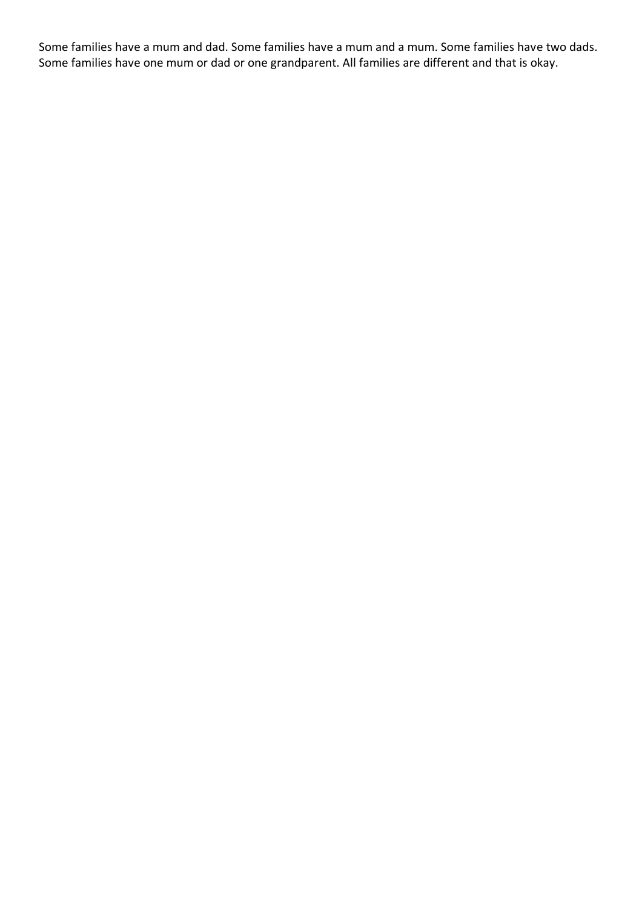Some families have a mum and dad. Some families have a mum and a mum. Some families have two dads. Some families have one mum or dad or one grandparent. All families are different and that is okay.